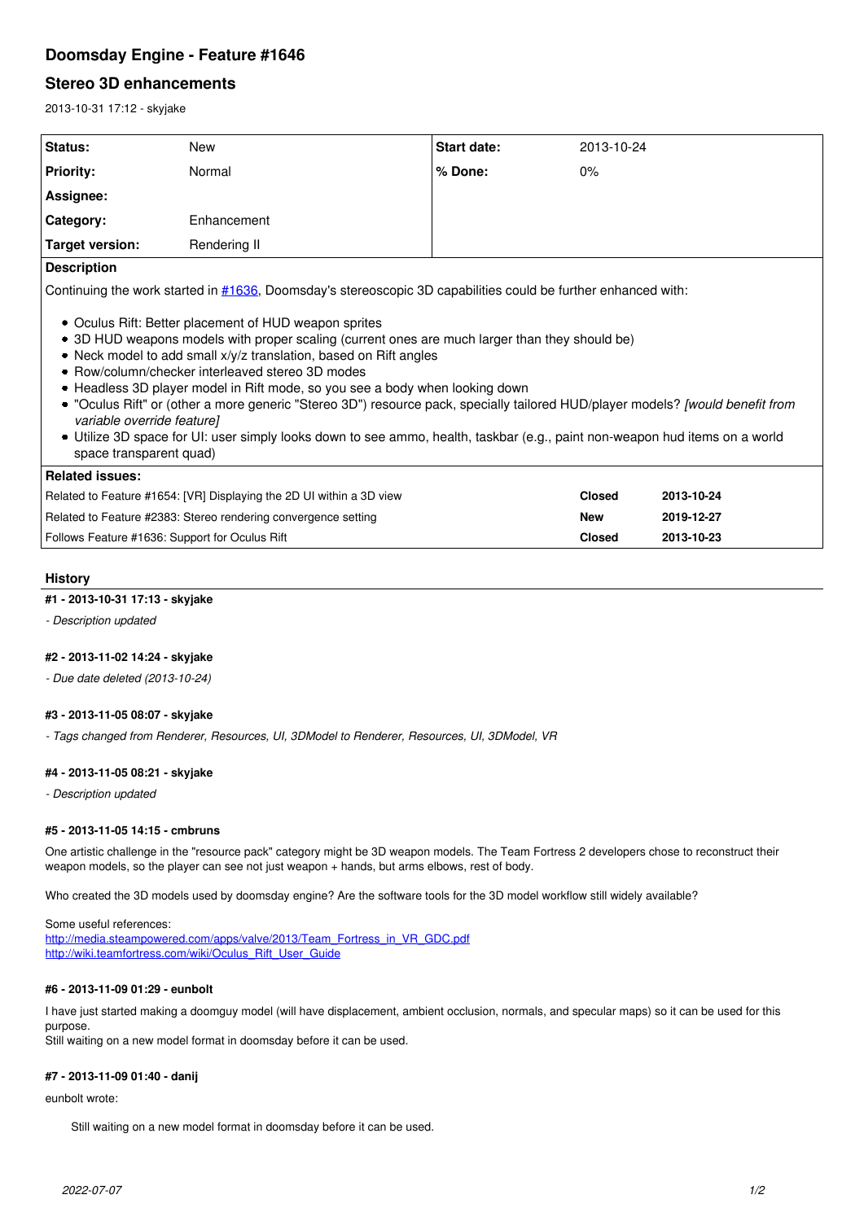# Doomsday Engine - Feature #1646

## Stereo 3D enhancements

2013-10-31 17:12 - skyjake

| | | | |
|---|---|---|---|
| **Status:** | New | **Start date:** | 2013-10-24 |
| **Priority:** | Normal | **% Done:** | 0% |
| **Assignee:** | | | |
| **Category:** | Enhancement | | |
| **Target version:** | Rendering II | | |

**Description**

Continuing the work started in #1636, Doomsday's stereoscopic 3D capabilities could be further enhanced with:

- Oculus Rift: Better placement of HUD weapon sprites
- 3D HUD weapons models with proper scaling (current ones are much larger than they should be)
- Neck model to add small x/y/z translation, based on Rift angles
- Row/column/checker interleaved stereo 3D modes
- Headless 3D player model in Rift mode, so you see a body when looking down
- "Oculus Rift" or (other a more generic "Stereo 3D") resource pack, specially tailored HUD/player models? *[would benefit from variable override feature]*
- Utilize 3D space for UI: user simply looks down to see ammo, health, taskbar (e.g., paint non-weapon hud items on a world space transparent quad)

**Related issues:**

| | | |
|---|---|---|
| Related to Feature #1654: [VR] Displaying the 2D UI within a 3D view | **Closed** | **2013-10-24** |
| Related to Feature #2383: Stereo rendering convergence setting | **New** | **2019-12-27** |
| Follows Feature #1636: Support for Oculus Rift | **Closed** | **2013-10-23** |

### History

#### #1 - 2013-10-31 17:13 - skyjake

*- Description updated*

#### #2 - 2013-11-02 14:24 - skyjake

*- Due date deleted (2013-10-24)*

#### #3 - 2013-11-05 08:07 - skyjake

*- Tags changed from Renderer, Resources, UI, 3DModel to Renderer, Resources, UI, 3DModel, VR*

#### #4 - 2013-11-05 08:21 - skyjake

*- Description updated*

#### #5 - 2013-11-05 14:15 - cmbruns

One artistic challenge in the "resource pack" category might be 3D weapon models. The Team Fortress 2 developers chose to reconstruct their weapon models, so the player can see not just weapon + hands, but arms elbows, rest of body.

Who created the 3D models used by doomsday engine? Are the software tools for the 3D model workflow still widely available?

Some useful references:
http://media.steampowered.com/apps/valve/2013/Team_Fortress_in_VR_GDC.pdf
http://wiki.teamfortress.com/wiki/Oculus_Rift_User_Guide

#### #6 - 2013-11-09 01:29 - eunbolt

I have just started making a doomguy model (will have displacement, ambient occlusion, normals, and specular maps) so it can be used for this purpose.
Still waiting on a new model format in doomsday before it can be used.

#### #7 - 2013-11-09 01:40 - danij

eunbolt wrote:

> Still waiting on a new model format in doomsday before it can be used.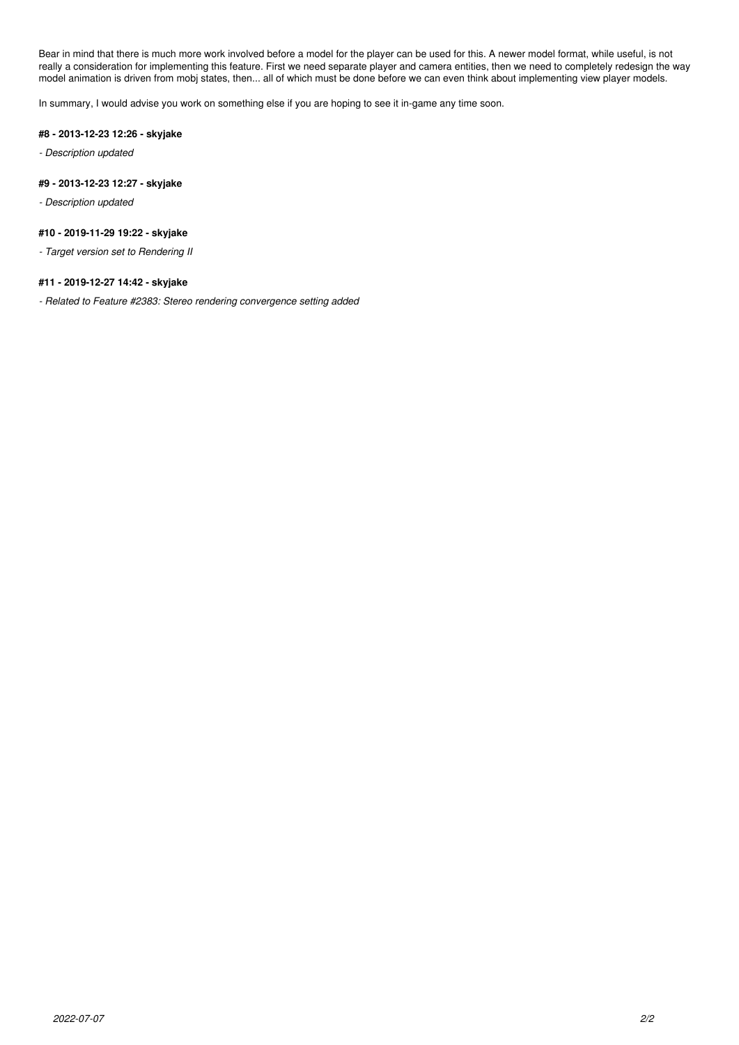Bear in mind that there is much more work involved before a model for the player can be used for this. A newer model format, while useful, is not really a consideration for implementing this feature. First we need separate player and camera entities, then we need to completely redesign the way model animation is driven from mobj states, then... all of which must be done before we can even think about implementing view player models.

In summary, I would advise you work on something else if you are hoping to see it in-game any time soon.

#### #8 - 2013-12-23 12:26 - skyjake

*- Description updated*

#### #9 - 2013-12-23 12:27 - skyjake

*- Description updated*

#### #10 - 2019-11-29 19:22 - skyjake

*- Target version set to Rendering II*

#### #11 - 2019-12-27 14:42 - skyjake

*- Related to Feature #2383: Stereo rendering convergence setting added*